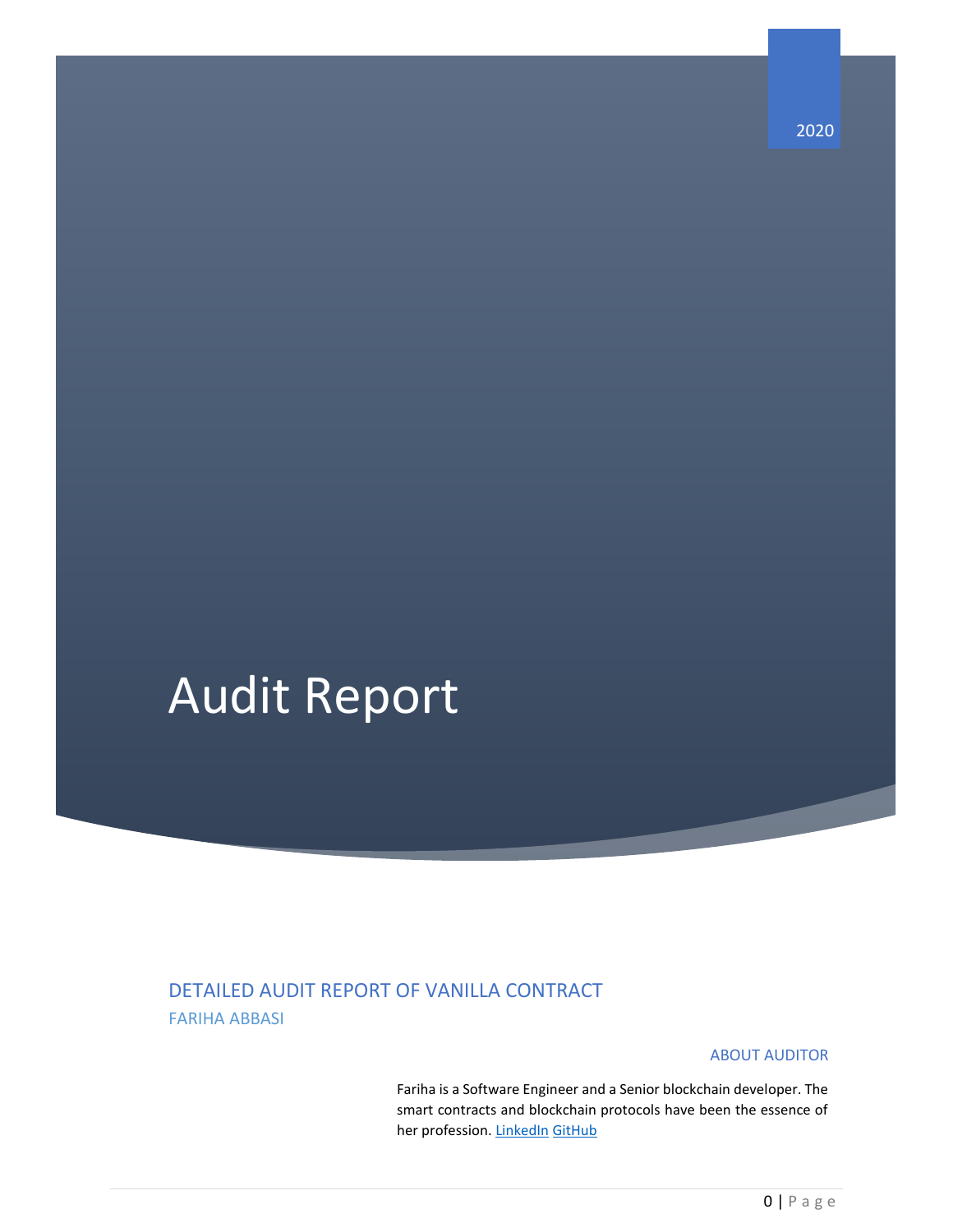2020

# Audit Report

## DETAILED AUDIT REPORT OF VANILLA CONTRACT

FARIHA ABBASI

### ABOUT AUDITOR

Fariha is a Software Engineer and a Senior blockchain developer. The smart contracts and blockchain protocols have been the essence of her profession. [LinkedIn] [GitHub]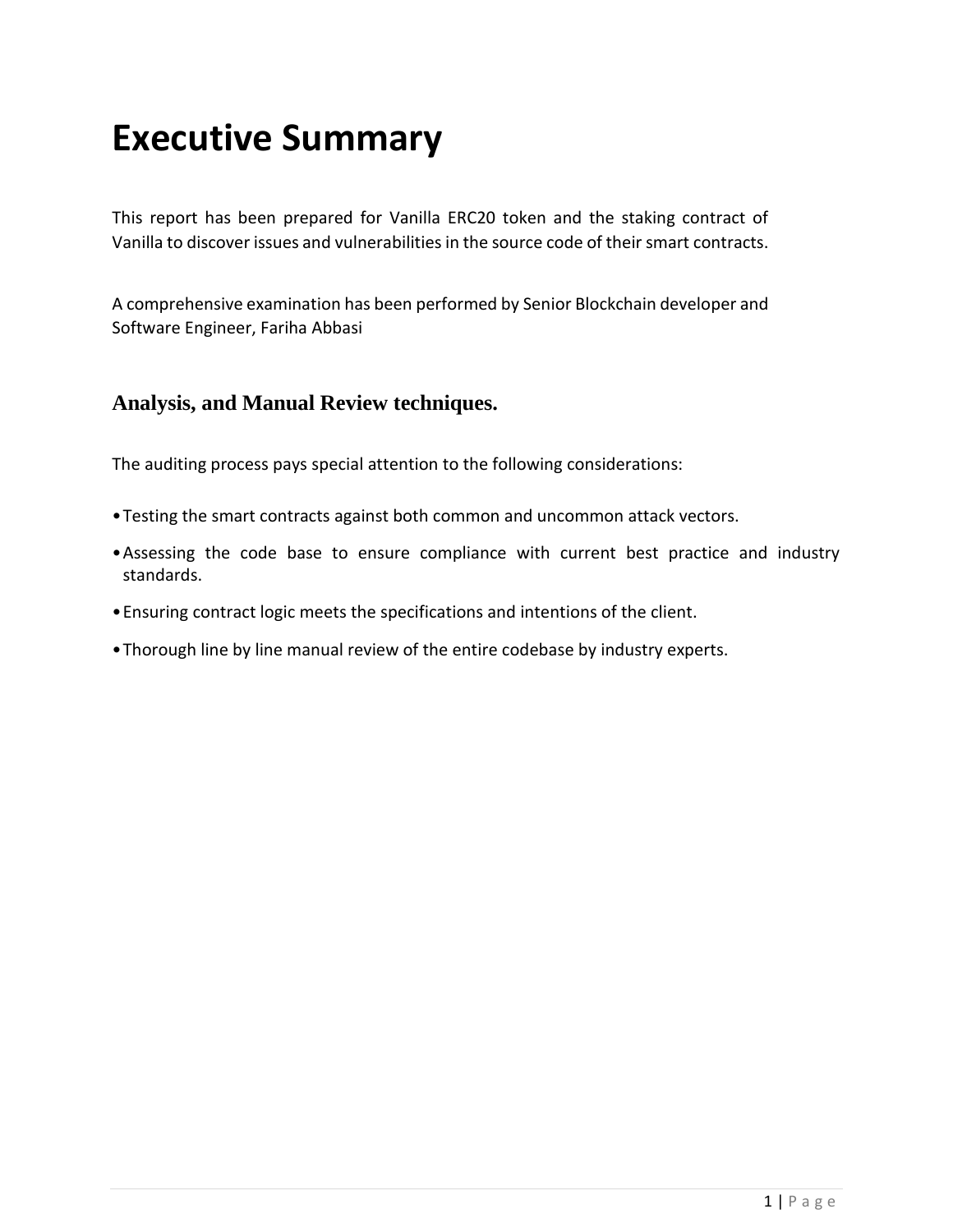# Executive Summary

This report has been prepared for Vanilla ERC20 token and the staking contract of Vanilla to discover issues and vulnerabilities in the source code of their smart contracts.

A comprehensive examination has been performed by Senior Blockchain developer and Software Engineer, Fariha Abbasi

### **Analysis, and Manual Review techniques.**

The auditing process pays special attention to the following considerations:

- Testing the smart contracts against both common and uncommon attack vectors.
- Assessing the code base to ensure compliance with current best practice and industry standards.
- Ensuring contract logic meets the specifications and intentions of the client.
- Thorough line by line manual review of the entire codebase by industry experts.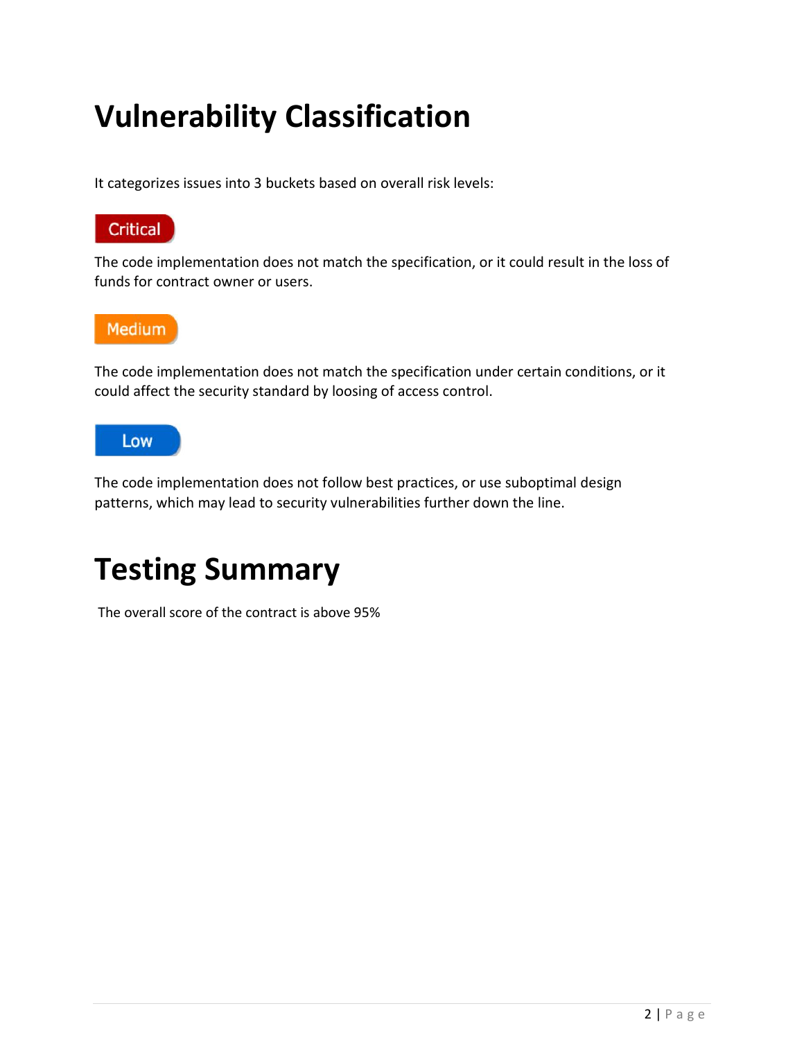# Vulnerability Classification

It categorizes issues into 3 buckets based on overall risk levels:

**Critical**

The code implementation does not match the specification, or it could result in the loss of funds for contract owner or users.

**Medium**

The code implementation does not match the specification under certain conditions, or it could affect the security standard by loosing of access control.

**Low**

The code implementation does not follow best practices, or use suboptimal design patterns, which may lead to security vulnerabilities further down the line.

# Testing Summary

The overall score of the contract is above 95%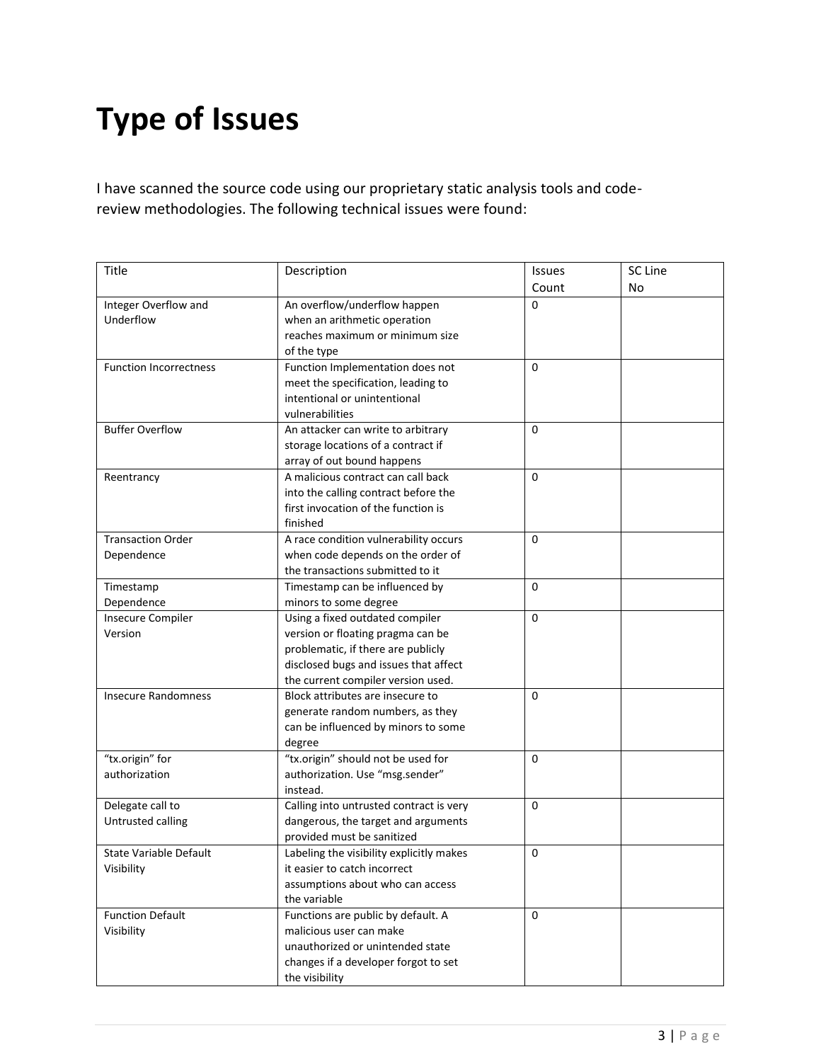# Type of Issues

I have scanned the source code using our proprietary static analysis tools and code-review methodologies. The following technical issues were found:

| Title | Description | Issues Count | SC Line No |
|---|---|---|---|
| Integer Overflow and Underflow | An overflow/underflow happen when an arithmetic operation reaches maximum or minimum size of the type | 0 | |
| Function Incorrectness | Function Implementation does not meet the specification, leading to intentional or unintentional vulnerabilities | 0 | |
| Buffer Overflow | An attacker can write to arbitrary storage locations of a contract if array of out bound happens | 0 | |
| Reentrancy | A malicious contract can call back into the calling contract before the first invocation of the function is finished | 0 | |
| Transaction Order Dependence | A race condition vulnerability occurs when code depends on the order of the transactions submitted to it | 0 | |
| Timestamp Dependence | Timestamp can be influenced by minors to some degree | 0 | |
| Insecure Compiler Version | Using a fixed outdated compiler version or floating pragma can be problematic, if there are publicly disclosed bugs and issues that affect the current compiler version used. | 0 | |
| Insecure Randomness | Block attributes are insecure to generate random numbers, as they can be influenced by minors to some degree | 0 | |
| "tx.origin" for authorization | "tx.origin" should not be used for authorization. Use "msg.sender" instead. | 0 | |
| Delegate call to Untrusted calling | Calling into untrusted contract is very dangerous, the target and arguments provided must be sanitized | 0 | |
| State Variable Default Visibility | Labeling the visibility explicitly makes it easier to catch incorrect assumptions about who can access the variable | 0 | |
| Function Default Visibility | Functions are public by default. A malicious user can make unauthorized or unintended state changes if a developer forgot to set the visibility | 0 | |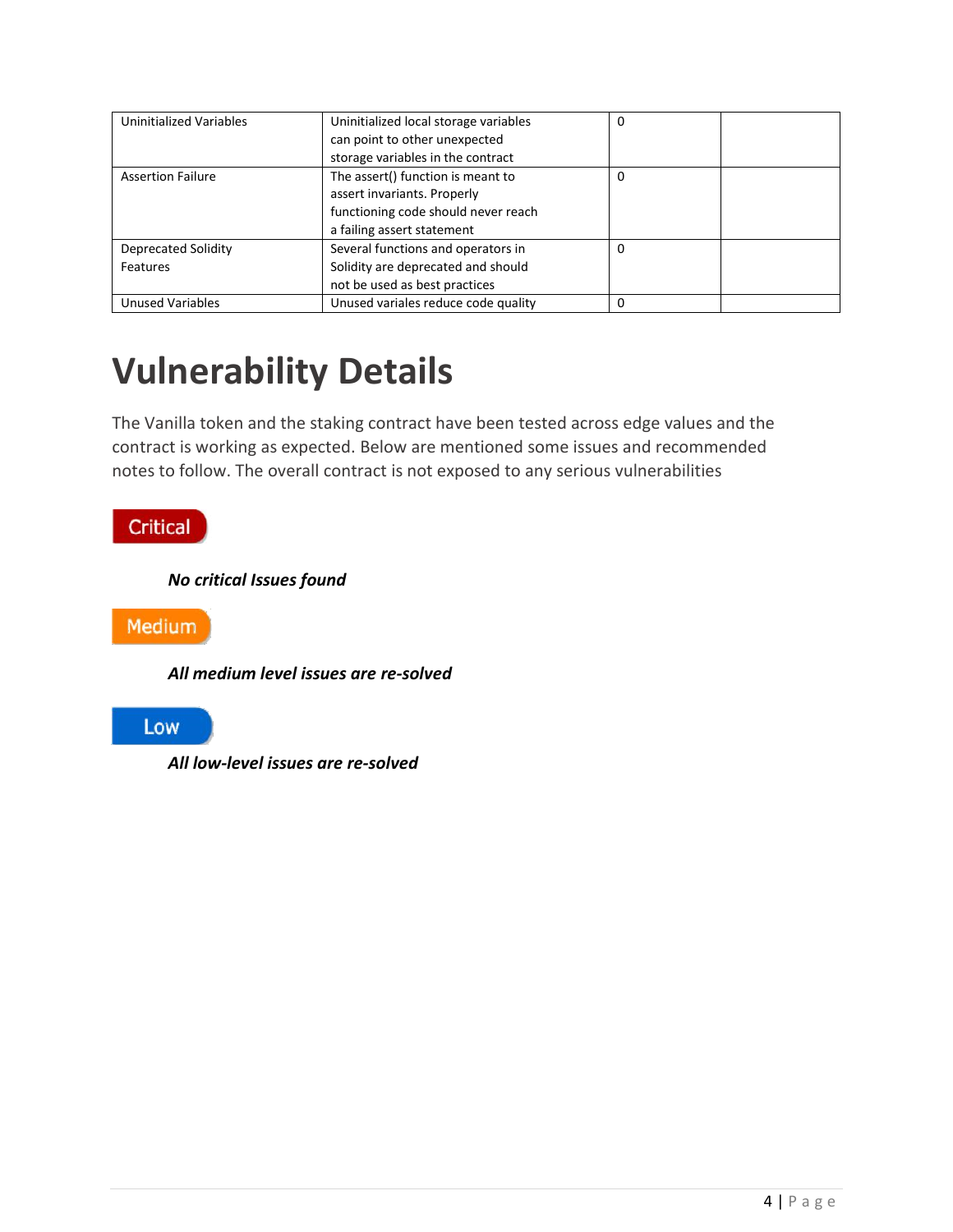| | | | |
|---|---|---|---|
| Uninitialized Variables | Uninitialized local storage variables can point to other unexpected storage variables in the contract | 0 | |
| Assertion Failure | The assert() function is meant to assert invariants. Properly functioning code should never reach a failing assert statement | 0 | |
| Deprecated Solidity Features | Several functions and operators in Solidity are deprecated and should not be used as best practices | 0 | |
| Unused Variables | Unused variales reduce code quality | 0 | |

# Vulnerability Details

The Vanilla token and the staking contract have been tested across edge values and the contract is working as expected. Below are mentioned some issues and recommended notes to follow. The overall contract is not exposed to any serious vulnerabilities

## Critical

***No critical Issues found***

## Medium

***All medium level issues are re-solved***

## Low

***All low-level issues are re-solved***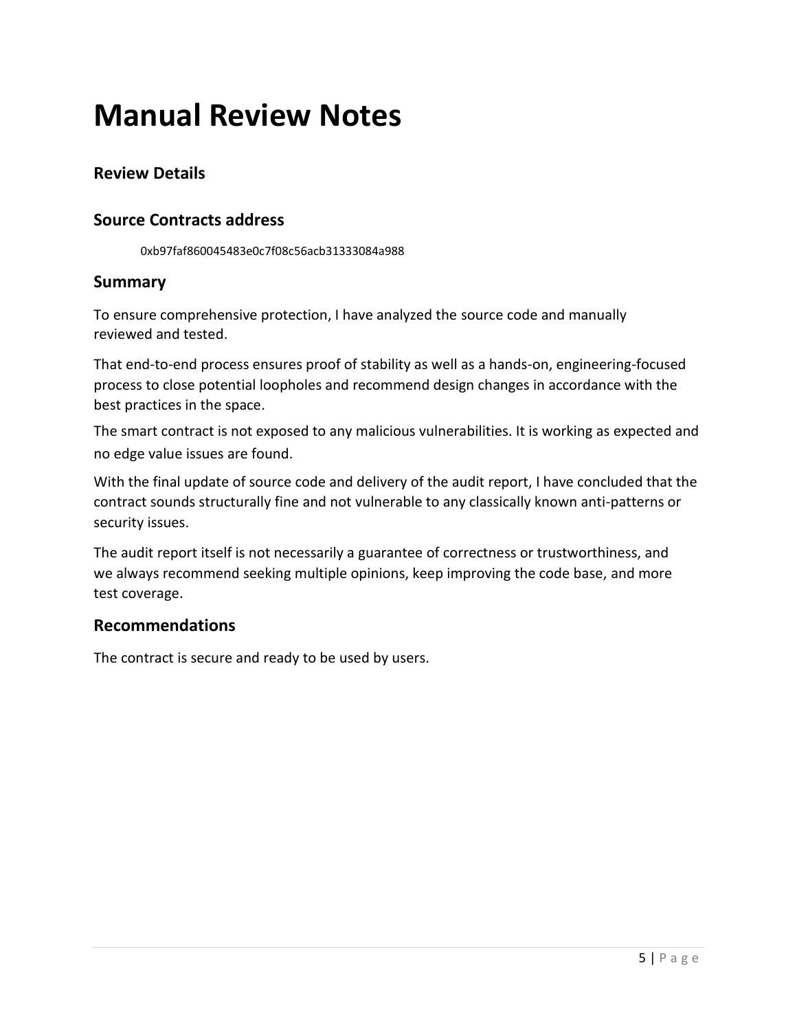# Manual Review Notes

### Review Details

### Source Contracts address

0xb97faf860045483e0c7f08c56acb31333084a988

### Summary

To ensure comprehensive protection, I have analyzed the source code and manually reviewed and tested.

That end-to-end process ensures proof of stability as well as a hands-on, engineering-focused process to close potential loopholes and recommend design changes in accordance with the best practices in the space.

The smart contract is not exposed to any malicious vulnerabilities. It is working as expected and no edge value issues are found.

With the final update of source code and delivery of the audit report, I have concluded that the contract sounds structurally fine and not vulnerable to any classically known anti-patterns or security issues.

The audit report itself is not necessarily a guarantee of correctness or trustworthiness, and we always recommend seeking multiple opinions, keep improving the code base, and more test coverage.

### Recommendations

The contract is secure and ready to be used by users.